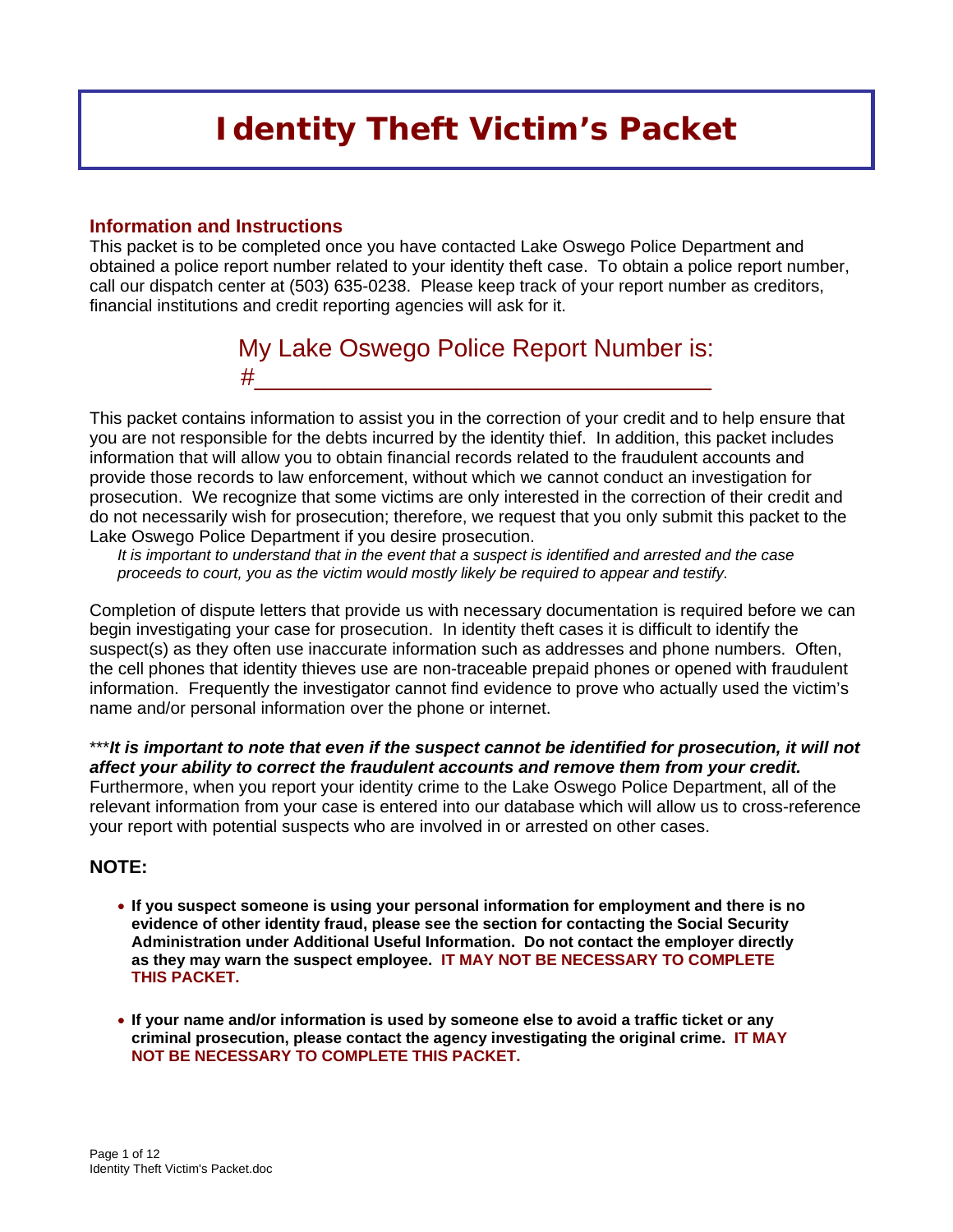# Identity Theft Victim's Packet

## Information and Instructions

This packet is to be completed once you have contacted Lake Oswego Police Department and obtained a police report number related to your identity theft case. To obtain a police report number, call our dispatch center at (503) 635-0238. Please keep track of your report number as creditors, financial institutions and credit reporting agencies will ask for it.

My Lake Oswego Police Report Number is: #___________________________________

This packet contains information to assist you in the correction of your credit and to help ensure that you are not responsible for the debts incurred by the identity thief. In addition, this packet includes information that will allow you to obtain financial records related to the fraudulent accounts and provide those records to law enforcement, without which we cannot conduct an investigation for prosecution. We recognize that some victims are only interested in the correction of their credit and do not necessarily wish for prosecution; therefore, we request that you only submit this packet to the Lake Oswego Police Department if you desire prosecution.

*It is important to understand that in the event that a suspect is identified and arrested and the case proceeds to court, you as the victim would mostly likely be required to appear and testify.*

Completion of dispute letters that provide us with necessary documentation is required before we can begin investigating your case for prosecution. In identity theft cases it is difficult to identify the suspect(s) as they often use inaccurate information such as addresses and phone numbers. Often, the cell phones that identity thieves use are non-traceable prepaid phones or opened with fraudulent information. Frequently the investigator cannot find evidence to prove who actually used the victim's name and/or personal information over the phone or internet.

****It is important to note that even if the suspect cannot be identified for prosecution, it will not affect your ability to correct the fraudulent accounts and remove them from your credit.*** Furthermore, when you report your identity crime to the Lake Oswego Police Department, all of the relevant information from your case is entered into our database which will allow us to cross-reference your report with potential suspects who are involved in or arrested on other cases.

### NOTE:

- **If you suspect someone is using your personal information for employment and there is no evidence of other identity fraud, please see the section for contacting the Social Security Administration under Additional Useful Information. Do not contact the employer directly as they may warn the suspect employee. IT MAY NOT BE NECESSARY TO COMPLETE THIS PACKET.**

- **If your name and/or information is used by someone else to avoid a traffic ticket or any criminal prosecution, please contact the agency investigating the original crime. IT MAY NOT BE NECESSARY TO COMPLETE THIS PACKET.**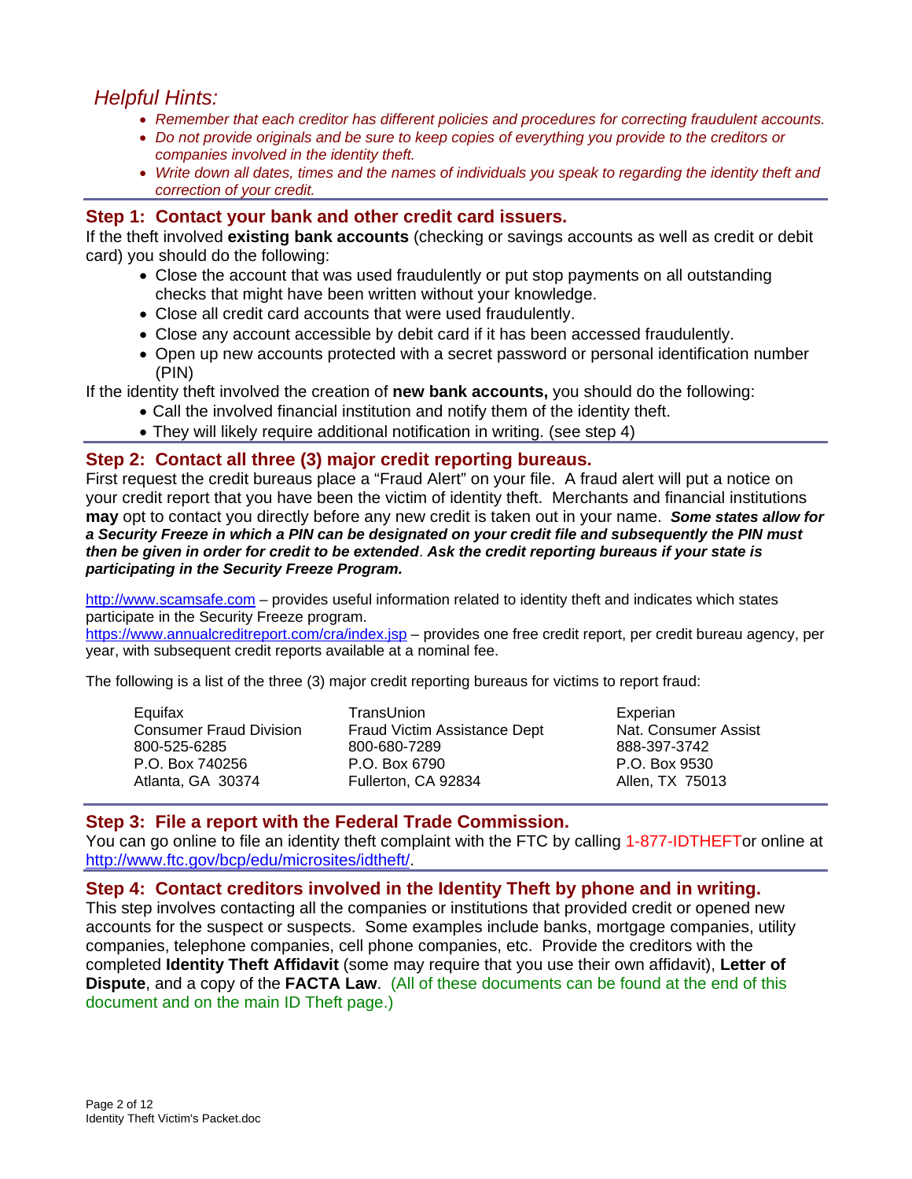## *Helpful Hints:*

- *Remember that each creditor has different policies and procedures for correcting fraudulent accounts.*
- *Do not provide originals and be sure to keep copies of everything you provide to the creditors or companies involved in the identity theft.*
- *Write down all dates, times and the names of individuals you speak to regarding the identity theft and correction of your credit.*

## Step 1: Contact your bank and other credit card issuers.

If the theft involved **existing bank accounts** (checking or savings accounts as well as credit or debit card) you should do the following:

- Close the account that was used fraudulently or put stop payments on all outstanding checks that might have been written without your knowledge.
- Close all credit card accounts that were used fraudulently.
- Close any account accessible by debit card if it has been accessed fraudulently.
- Open up new accounts protected with a secret password or personal identification number (PIN)

If the identity theft involved the creation of **new bank accounts,** you should do the following:

- Call the involved financial institution and notify them of the identity theft.
- They will likely require additional notification in writing. (see step 4)

## Step 2: Contact all three (3) major credit reporting bureaus.

First request the credit bureaus place a "Fraud Alert" on your file. A fraud alert will put a notice on your credit report that you have been the victim of identity theft. Merchants and financial institutions **may** opt to contact you directly before any new credit is taken out in your name. ***Some states allow for a Security Freeze in which a PIN can be designated on your credit file and subsequently the PIN must then be given in order for credit to be extended***. ***Ask the credit reporting bureaus if your state is participating in the Security Freeze Program.***

http://www.scamsafe.com – provides useful information related to identity theft and indicates which states participate in the Security Freeze program.
https://www.annualcreditreport.com/cra/index.jsp – provides one free credit report, per credit bureau agency, per year, with subsequent credit reports available at a nominal fee.

The following is a list of the three (3) major credit reporting bureaus for victims to report fraud:

| Equifax | TransUnion | Experian |
|---|---|---|
| Consumer Fraud Division | Fraud Victim Assistance Dept | Nat. Consumer Assist |
| 800-525-6285 | 800-680-7289 | 888-397-3742 |
| P.O. Box 740256 | P.O. Box 6790 | P.O. Box 9530 |
| Atlanta, GA 30374 | Fullerton, CA 92834 | Allen, TX 75013 |

## Step 3: File a report with the Federal Trade Commission.

You can go online to file an identity theft complaint with the FTC by calling 1-877-IDTHEFTor online at http://www.ftc.gov/bcp/edu/microsites/idtheft/.

## Step 4: Contact creditors involved in the Identity Theft by phone and in writing.

This step involves contacting all the companies or institutions that provided credit or opened new accounts for the suspect or suspects. Some examples include banks, mortgage companies, utility companies, telephone companies, cell phone companies, etc. Provide the creditors with the completed **Identity Theft Affidavit** (some may require that you use their own affidavit), **Letter of Dispute**, and a copy of the **FACTA Law**. (All of these documents can be found at the end of this document and on the main ID Theft page.)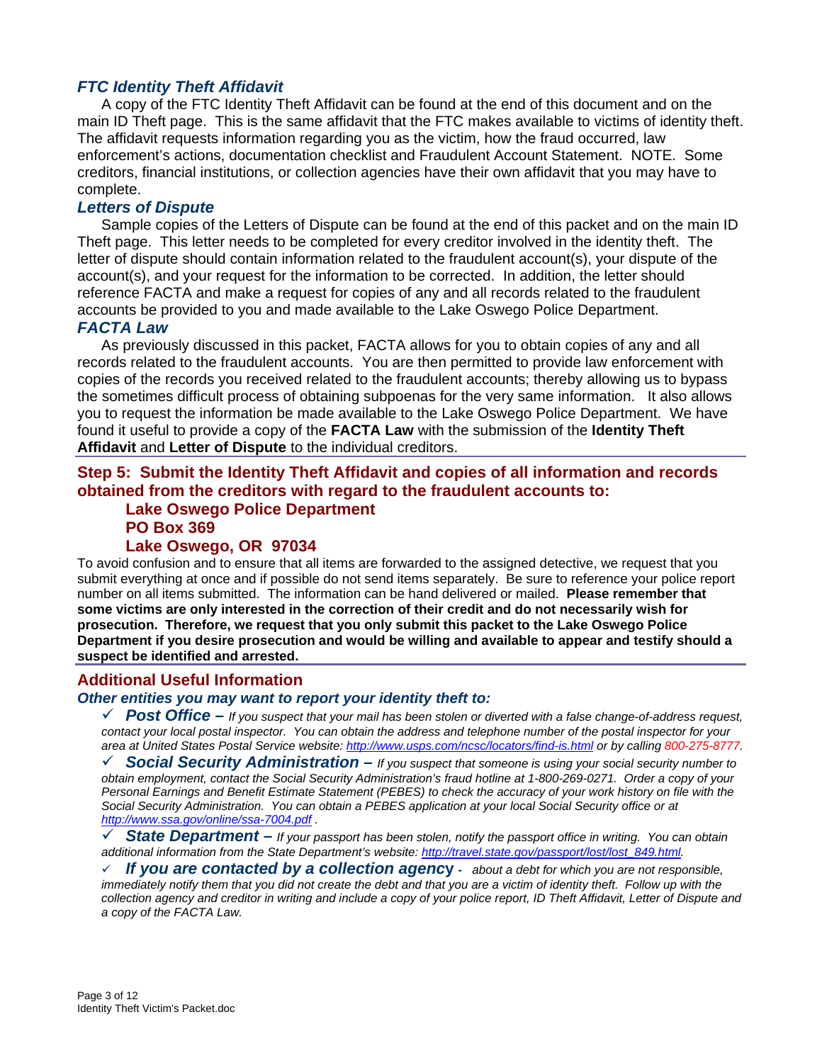### *FTC Identity Theft Affidavit*

A copy of the FTC Identity Theft Affidavit can be found at the end of this document and on the main ID Theft page. This is the same affidavit that the FTC makes available to victims of identity theft. The affidavit requests information regarding you as the victim, how the fraud occurred, law enforcement's actions, documentation checklist and Fraudulent Account Statement. NOTE. Some creditors, financial institutions, or collection agencies have their own affidavit that you may have to complete.

### *Letters of Dispute*

Sample copies of the Letters of Dispute can be found at the end of this packet and on the main ID Theft page. This letter needs to be completed for every creditor involved in the identity theft. The letter of dispute should contain information related to the fraudulent account(s), your dispute of the account(s), and your request for the information to be corrected. In addition, the letter should reference FACTA and make a request for copies of any and all records related to the fraudulent accounts be provided to you and made available to the Lake Oswego Police Department.

### *FACTA Law*

As previously discussed in this packet, FACTA allows for you to obtain copies of any and all records related to the fraudulent accounts. You are then permitted to provide law enforcement with copies of the records you received related to the fraudulent accounts; thereby allowing us to bypass the sometimes difficult process of obtaining subpoenas for the very same information. It also allows you to request the information be made available to the Lake Oswego Police Department. We have found it useful to provide a copy of the **FACTA Law** with the submission of the **Identity Theft Affidavit** and **Letter of Dispute** to the individual creditors.

## Step 5: Submit the Identity Theft Affidavit and copies of all information and records obtained from the creditors with regard to the fraudulent accounts to:

**Lake Oswego Police Department**
**PO Box 369**
**Lake Oswego, OR 97034**

To avoid confusion and to ensure that all items are forwarded to the assigned detective, we request that you submit everything at once and if possible do not send items separately. Be sure to reference your police report number on all items submitted. The information can be hand delivered or mailed. **Please remember that some victims are only interested in the correction of their credit and do not necessarily wish for prosecution. Therefore, we request that you only submit this packet to the Lake Oswego Police Department if you desire prosecution and would be willing and available to appear and testify should a suspect be identified and arrested.**

## Additional Useful Information

### *Other entities you may want to report your identity theft to:*

- ✓ ***Post Office –*** *If you suspect that your mail has been stolen or diverted with a false change-of-address request, contact your local postal inspector. You can obtain the address and telephone number of the postal inspector for your area at United States Postal Service website: http://www.usps.com/ncsc/locators/find-is.html or by calling 800-275-8777.*
- ✓ ***Social Security Administration –*** *If you suspect that someone is using your social security number to obtain employment, contact the Social Security Administration's fraud hotline at 1-800-269-0271. Order a copy of your Personal Earnings and Benefit Estimate Statement (PEBES) to check the accuracy of your work history on file with the Social Security Administration. You can obtain a PEBES application at your local Social Security office or at http://www.ssa.gov/online/ssa-7004.pdf .*
- ✓ ***State Department –*** *If your passport has been stolen, notify the passport office in writing. You can obtain additional information from the State Department's website: http://travel.state.gov/passport/lost/lost_849.html.*
- ✓ ***If you are contacted by a collection agency -*** *about a debt for which you are not responsible, immediately notify them that you did not create the debt and that you are a victim of identity theft. Follow up with the collection agency and creditor in writing and include a copy of your police report, ID Theft Affidavit, Letter of Dispute and a copy of the FACTA Law.*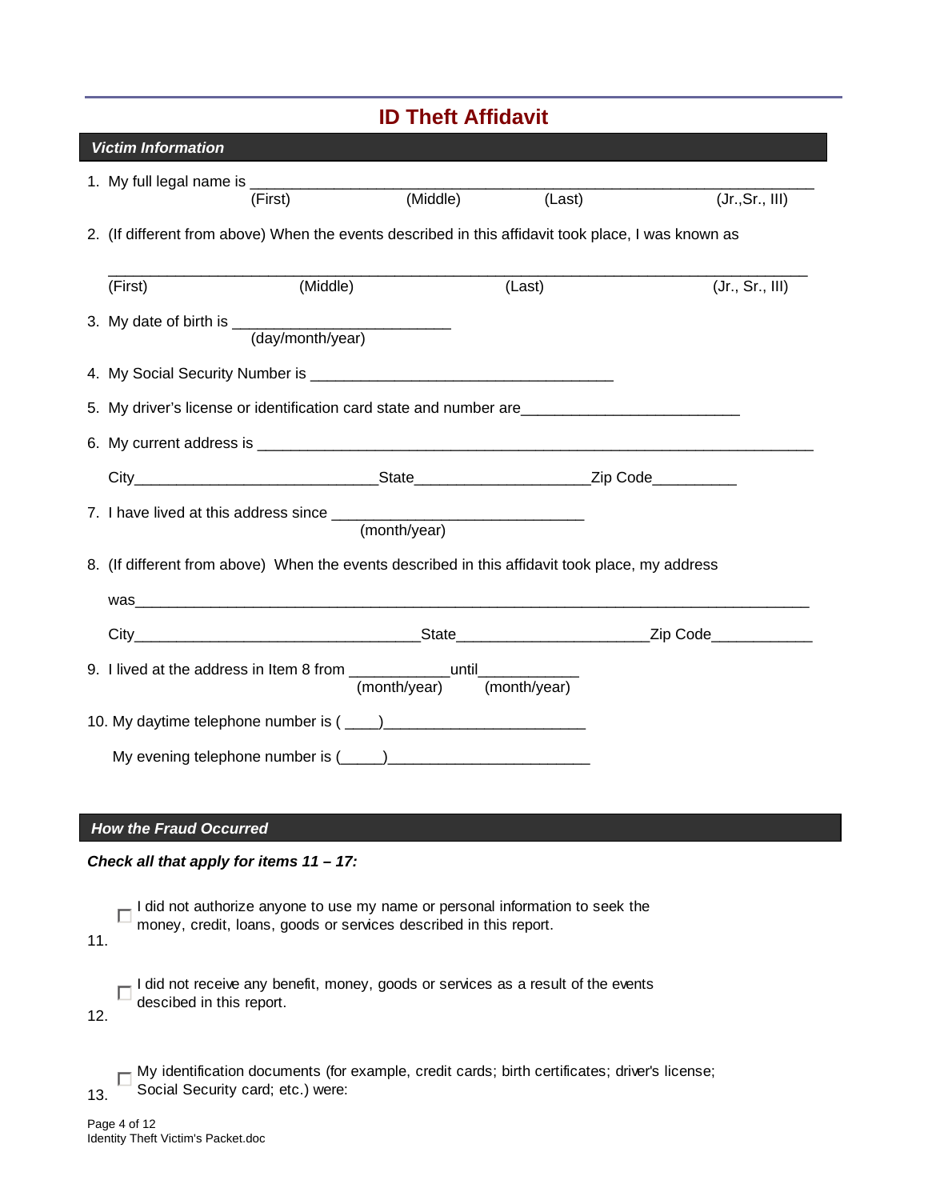# ID Theft Affidavit

## Victim Information

1. My full legal name is ____________________________________________________________
   (First) (Middle) (Last) (Jr.,Sr., III)

2. (If different from above) When the events described in this affidavit took place, I was known as

   ______________________________________________________________________________
   (First) (Middle) (Last) (Jr., Sr., III)

3. My date of birth is _________________________
   (day/month/year)

4. My Social Security Number is __________________________________

5. My driver's license or identification card state and number are_________________________

6. My current address is ______________________________________________________________

   City____________________________State____________________Zip Code__________

7. I have lived at this address since _____________________________
   (month/year)

8. (If different from above) When the events described in this affidavit took place, my address

   was_____________________________________________________________________________

   City_________________________________State______________________Zip Code____________

9. I lived at the address in Item 8 from ____________until____________
   (month/year) (month/year)

10. My daytime telephone number is ( ____)________________________

    My evening telephone number is (_____)________________________

## How the Fraud Occurred

***Check all that apply for items 11 – 17:***

11. ☐ I did not authorize anyone to use my name or personal information to seek the money, credit, loans, goods or services described in this report.

12. ☐ I did not receive any benefit, money, goods or services as a result of the events descibed in this report.

13. ☐ My identification documents (for example, credit cards; birth certificates; driver's license; Social Security card; etc.) were:

Identity Theft Victim's Packet.doc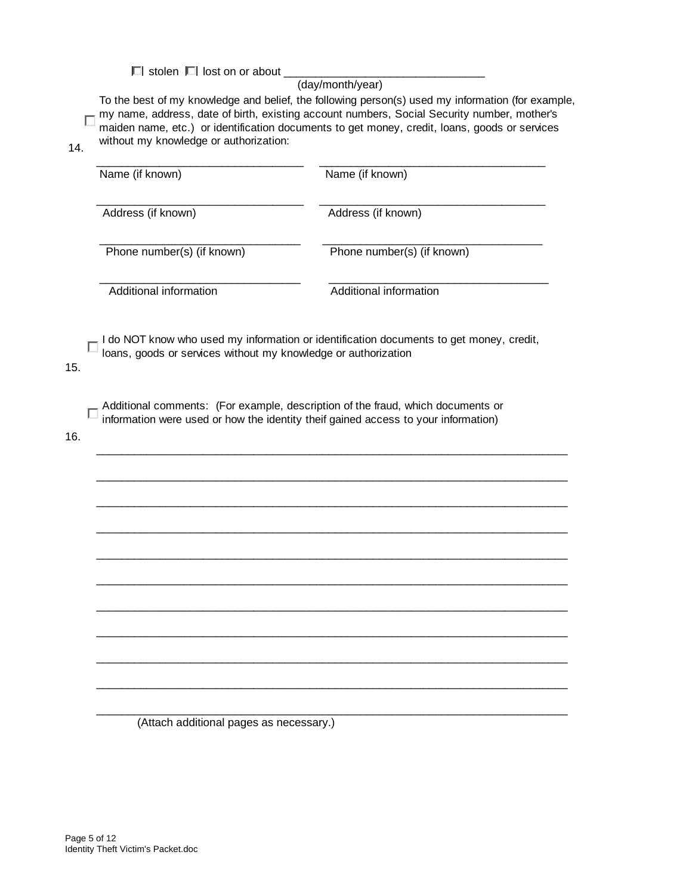☐ stolen ☐ lost on or about ________________________________
(day/month/year)

14. ☐ To the best of my knowledge and belief, the following person(s) used my information (for example, my name, address, date of birth, existing account numbers, Social Security number, mother's maiden name, etc.) or identification documents to get money, credit, loans, goods or services without my knowledge or authorization:

| | |
|---|---|
| ________________________________ | ________________________________ |
| Name (if known) | Name (if known) |
| ________________________________ | ________________________________ |
| Address (if known) | Address (if known) |
| ________________________________ | ________________________________ |
| Phone number(s) (if known) | Phone number(s) (if known) |
| ________________________________ | ________________________________ |
| Additional information | Additional information |

15. ☐ I do NOT know who used my information or identification documents to get money, credit, loans, goods or services without my knowledge or authorization

16. ☐ Additional comments: (For example, description of the fraud, which documents or information were used or how the identity theif gained access to your information)

________________________________________________________________________

________________________________________________________________________

________________________________________________________________________

________________________________________________________________________

________________________________________________________________________

________________________________________________________________________

________________________________________________________________________

________________________________________________________________________

________________________________________________________________________

________________________________________________________________________

________________________________________________________________________

(Attach additional pages as necessary.)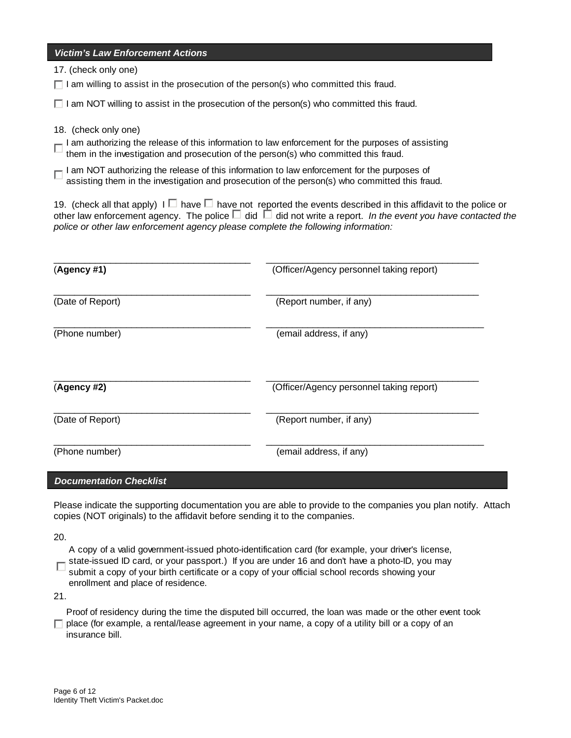## *Victim's Law Enforcement Actions*

17. (check only one)

☐ I am willing to assist in the prosecution of the person(s) who committed this fraud.

☐ I am NOT willing to assist in the prosecution of the person(s) who committed this fraud.

18. (check only one)

☐ I am authorizing the release of this information to law enforcement for the purposes of assisting them in the investigation and prosecution of the person(s) who committed this fraud.

☐ I am NOT authorizing the release of this information to law enforcement for the purposes of assisting them in the investigation and prosecution of the person(s) who committed this fraud.

19. (check all that apply) I ☐ have ☐ have not reported the events described in this affidavit to the police or other law enforcement agency. The police ☐ did ☐ did not write a report. *In the event you have contacted the police or other law enforcement agency please complete the following information:*

______________________________________ ______________________________________
(**Agency #1**) (Officer/Agency personnel taking report)

______________________________________ ______________________________________
(Date of Report) (Report number, if any)

______________________________________ ______________________________________
(Phone number) (email address, if any)

______________________________________ ______________________________________
(**Agency #2**) (Officer/Agency personnel taking report)

______________________________________ ______________________________________
(Date of Report) (Report number, if any)

______________________________________ ______________________________________
(Phone number) (email address, if any)

## *Documentation Checklist*

Please indicate the supporting documentation you are able to provide to the companies you plan notify. Attach copies (NOT originals) to the affidavit before sending it to the companies.

20.

☐ A copy of a valid government-issued photo-identification card (for example, your driver's license, state-issued ID card, or your passport.) If you are under 16 and don't have a photo-ID, you may submit a copy of your birth certificate or a copy of your official school records showing your enrollment and place of residence.

21.

☐ Proof of residency during the time the disputed bill occurred, the loan was made or the other event took place (for example, a rental/lease agreement in your name, a copy of a utility bill or a copy of an insurance bill.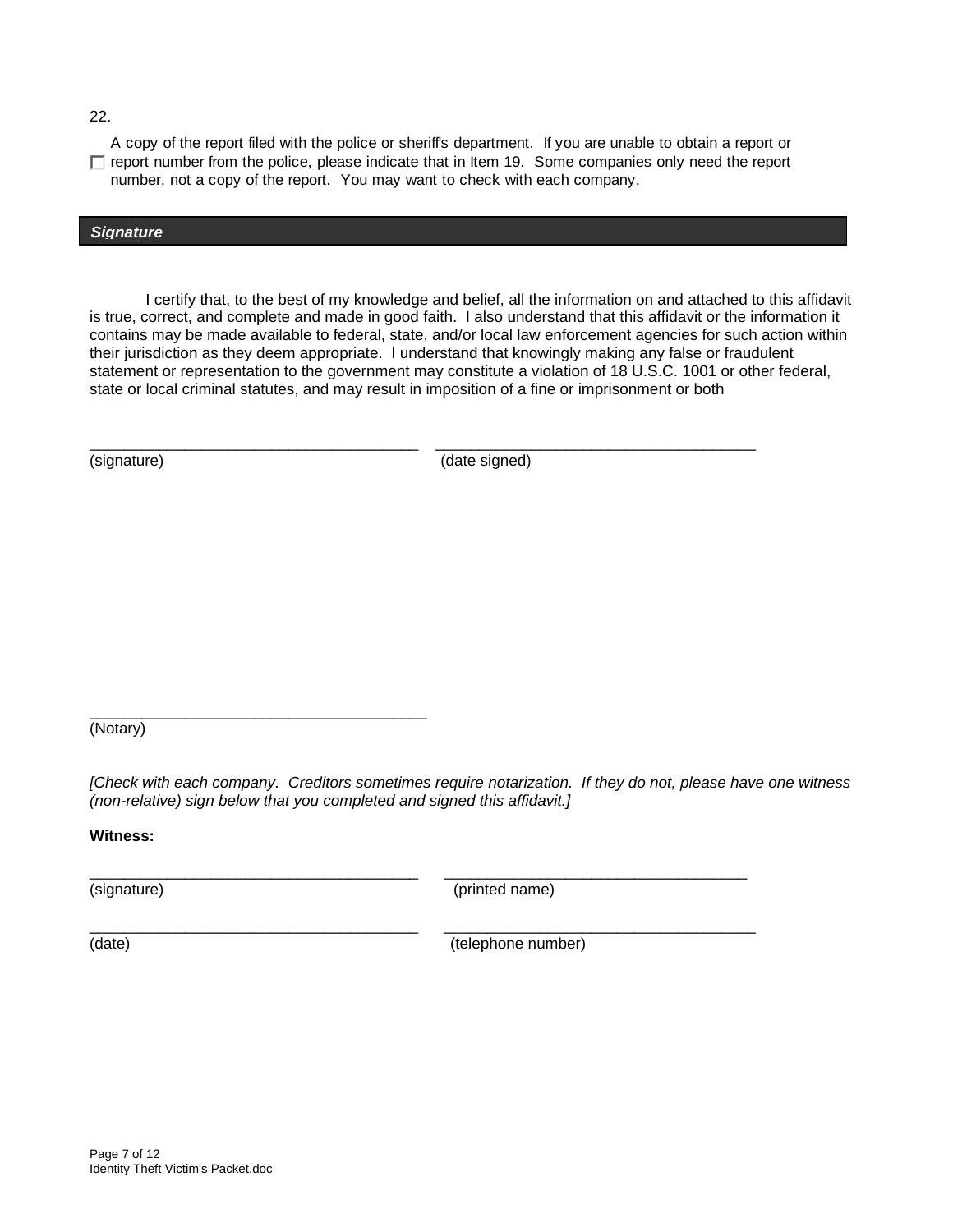22.

☐ A copy of the report filed with the police or sheriff's department. If you are unable to obtain a report or report number from the police, please indicate that in Item 19. Some companies only need the report number, not a copy of the report. You may want to check with each company.

## *Signature*

I certify that, to the best of my knowledge and belief, all the information on and attached to this affidavit is true, correct, and complete and made in good faith. I also understand that this affidavit or the information it contains may be made available to federal, state, and/or local law enforcement agencies for such action within their jurisdiction as they deem appropriate. I understand that knowingly making any false or fraudulent statement or representation to the government may constitute a violation of 18 U.S.C. 1001 or other federal, state or local criminal statutes, and may result in imposition of a fine or imprisonment or both

_______________________________________ _______________________________________
(signature) (date signed)

_______________________________________
(Notary)

*[Check with each company. Creditors sometimes require notarization. If they do not, please have one witness (non-relative) sign below that you completed and signed this affidavit.]*

**Witness:**

_______________________________________ _______________________________________
(signature) (printed name)

_______________________________________ _______________________________________
(date) (telephone number)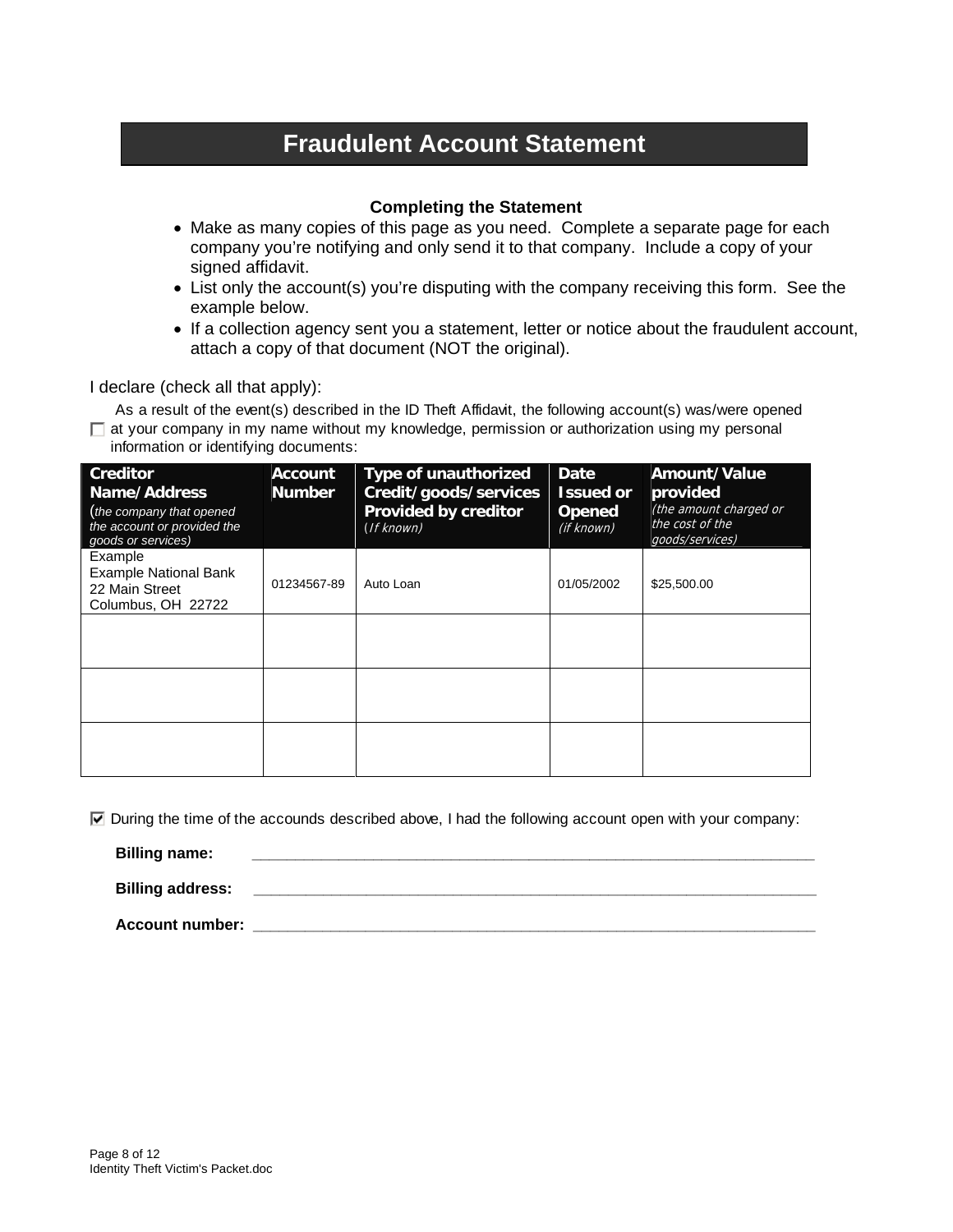# Fraudulent Account Statement

**Completing the Statement**

- Make as many copies of this page as you need. Complete a separate page for each company you're notifying and only send it to that company. Include a copy of your signed affidavit.
- List only the account(s) you're disputing with the company receiving this form. See the example below.
- If a collection agency sent you a statement, letter or notice about the fraudulent account, attach a copy of that document (NOT the original).

I declare (check all that apply):

☐ As a result of the event(s) described in the ID Theft Affidavit, the following account(s) was/were opened at your company in my name without my knowledge, permission or authorization using my personal information or identifying documents:

| **Creditor Name/Address** (*the company that opened the account or provided the goods or services*) | **Account Number** | **Type of unauthorized Credit/goods/services Provided by creditor** (*If known*) | **Date Issued or Opened** (*if known*) | **Amount/Value provided** (*the amount charged or the cost of the goods/services*) |
|---|---|---|---|---|
| Example<br>Example National Bank<br>22 Main Street<br>Columbus, OH 22722 | 01234567-89 | Auto Loan | 01/05/2002 | $25,500.00 |
| | | | | |
| | | | | |
| | | | | |

☑ During the time of the accounds described above, I had the following account open with your company:

**Billing name:** ______________________________________________

**Billing address:** ______________________________________________

**Account number:** ______________________________________________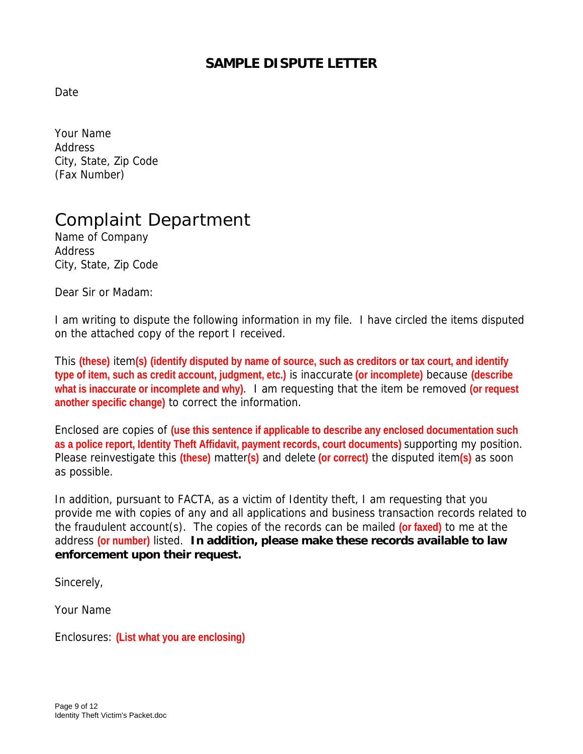# SAMPLE DISPUTE LETTER

Date

Your Name
Address
City, State, Zip Code
(Fax Number)

Complaint Department
Name of Company
Address
City, State, Zip Code

Dear Sir or Madam:

I am writing to dispute the following information in my file. I have circled the items disputed on the attached copy of the report I received.

This **(these)** item**(s) (identify disputed by name of source, such as creditors or tax court, and identify type of item, such as credit account, judgment, etc.)** is inaccurate **(or incomplete)** because **(describe what is inaccurate or incomplete and why)**. I am requesting that the item be removed **(or request another specific change)** to correct the information.

Enclosed are copies of **(use this sentence if applicable to describe any enclosed documentation such as a police report, Identity Theft Affidavit, payment records, court documents)** supporting my position. Please reinvestigate this **(these)** matter**(s)** and delete **(or correct)** the disputed item**(s)** as soon as possible.

In addition, pursuant to FACTA, as a victim of Identity theft, I am requesting that you provide me with copies of any and all applications and business transaction records related to the fraudulent account(s). The copies of the records can be mailed **(or faxed)** to me at the address **(or number)** listed. **In addition, please make these records available to law enforcement upon their request.**

Sincerely,

Your Name

Enclosures: **(List what you are enclosing)**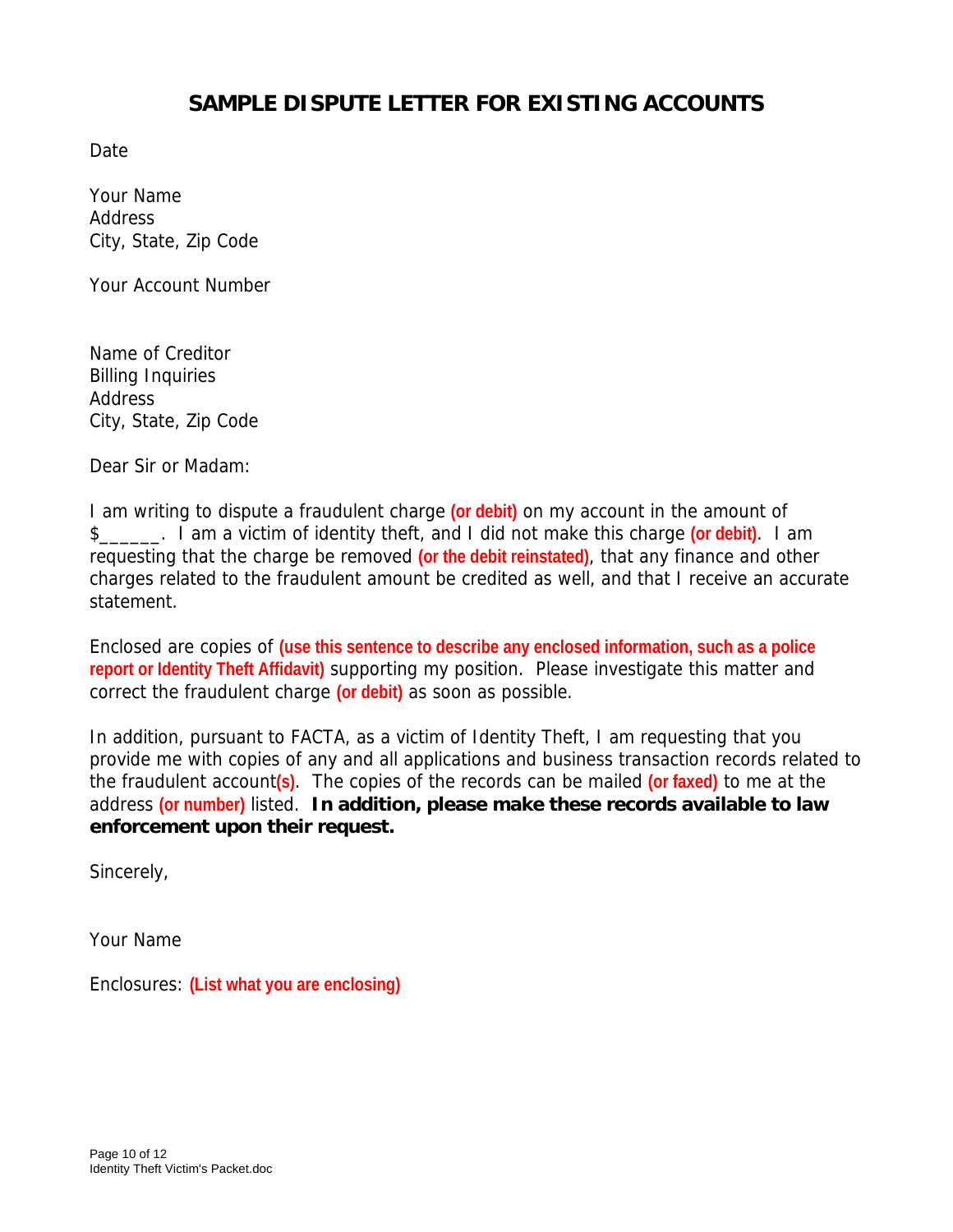# SAMPLE DISPUTE LETTER FOR EXISTING ACCOUNTS

Date

Your Name
Address
City, State, Zip Code

Your Account Number

Name of Creditor
Billing Inquiries
Address
City, State, Zip Code

Dear Sir or Madam:

I am writing to dispute a fraudulent charge **(or debit)** on my account in the amount of $______. I am a victim of identity theft, and I did not make this charge **(or debit)**. I am requesting that the charge be removed **(or the debit reinstated)**, that any finance and other charges related to the fraudulent amount be credited as well, and that I receive an accurate statement.

Enclosed are copies of **(use this sentence to describe any enclosed information, such as a police report or Identity Theft Affidavit)** supporting my position. Please investigate this matter and correct the fraudulent charge **(or debit)** as soon as possible.

In addition, pursuant to FACTA, as a victim of Identity Theft, I am requesting that you provide me with copies of any and all applications and business transaction records related to the fraudulent account**(s)**. The copies of the records can be mailed **(or faxed)** to me at the address **(or number)** listed. **In addition, please make these records available to law enforcement upon their request.**

Sincerely,

Your Name

Enclosures: **(List what you are enclosing)**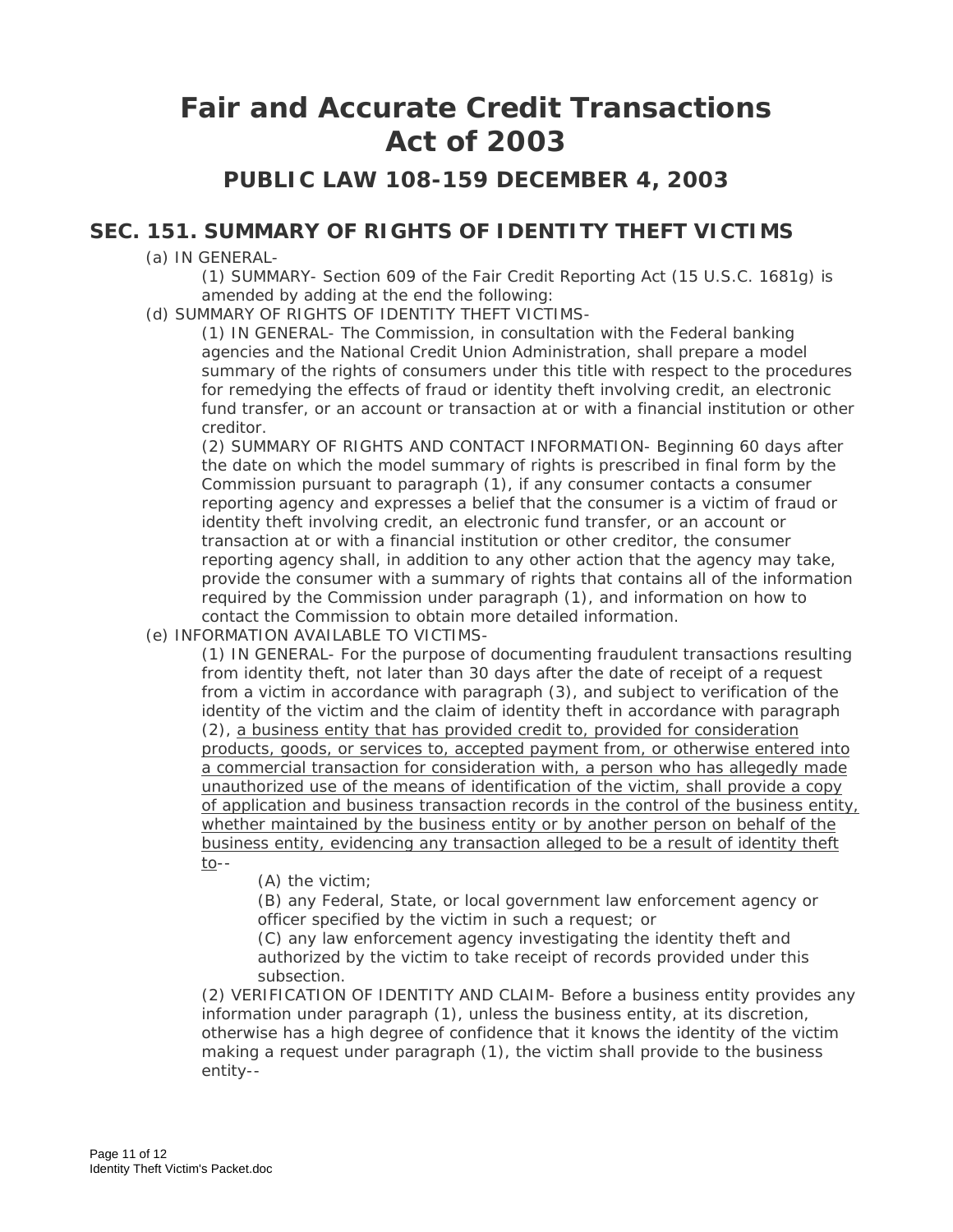# Fair and Accurate Credit Transactions Act of 2003

## PUBLIC LAW 108-159 DECEMBER 4, 2003

## SEC. 151. SUMMARY OF RIGHTS OF IDENTITY THEFT VICTIMS

(a) IN GENERAL-

(1) SUMMARY- Section 609 of the Fair Credit Reporting Act (15 U.S.C. 1681g) is amended by adding at the end the following:

(d) SUMMARY OF RIGHTS OF IDENTITY THEFT VICTIMS-

(1) IN GENERAL- The Commission, in consultation with the Federal banking agencies and the National Credit Union Administration, shall prepare a model summary of the rights of consumers under this title with respect to the procedures for remedying the effects of fraud or identity theft involving credit, an electronic fund transfer, or an account or transaction at or with a financial institution or other creditor.

(2) SUMMARY OF RIGHTS AND CONTACT INFORMATION- Beginning 60 days after the date on which the model summary of rights is prescribed in final form by the Commission pursuant to paragraph (1), if any consumer contacts a consumer reporting agency and expresses a belief that the consumer is a victim of fraud or identity theft involving credit, an electronic fund transfer, or an account or transaction at or with a financial institution or other creditor, the consumer reporting agency shall, in addition to any other action that the agency may take, provide the consumer with a summary of rights that contains all of the information required by the Commission under paragraph (1), and information on how to contact the Commission to obtain more detailed information.

(e) INFORMATION AVAILABLE TO VICTIMS-

(1) IN GENERAL- For the purpose of documenting fraudulent transactions resulting from identity theft, not later than 30 days after the date of receipt of a request from a victim in accordance with paragraph (3), and subject to verification of the identity of the victim and the claim of identity theft in accordance with paragraph (2), <u>a business entity that has provided credit to, provided for consideration products, goods, or services to, accepted payment from, or otherwise entered into a commercial transaction for consideration with, a person who has allegedly made unauthorized use of the means of identification of the victim, shall provide a copy of application and business transaction records in the control of the business entity, whether maintained by the business entity or by another person on behalf of the business entity, evidencing any transaction alleged to be a result of identity theft to</u>--

(A) the victim;

(B) any Federal, State, or local government law enforcement agency or officer specified by the victim in such a request; or

(C) any law enforcement agency investigating the identity theft and authorized by the victim to take receipt of records provided under this subsection.

(2) VERIFICATION OF IDENTITY AND CLAIM- Before a business entity provides any information under paragraph (1), unless the business entity, at its discretion, otherwise has a high degree of confidence that it knows the identity of the victim making a request under paragraph (1), the victim shall provide to the business entity--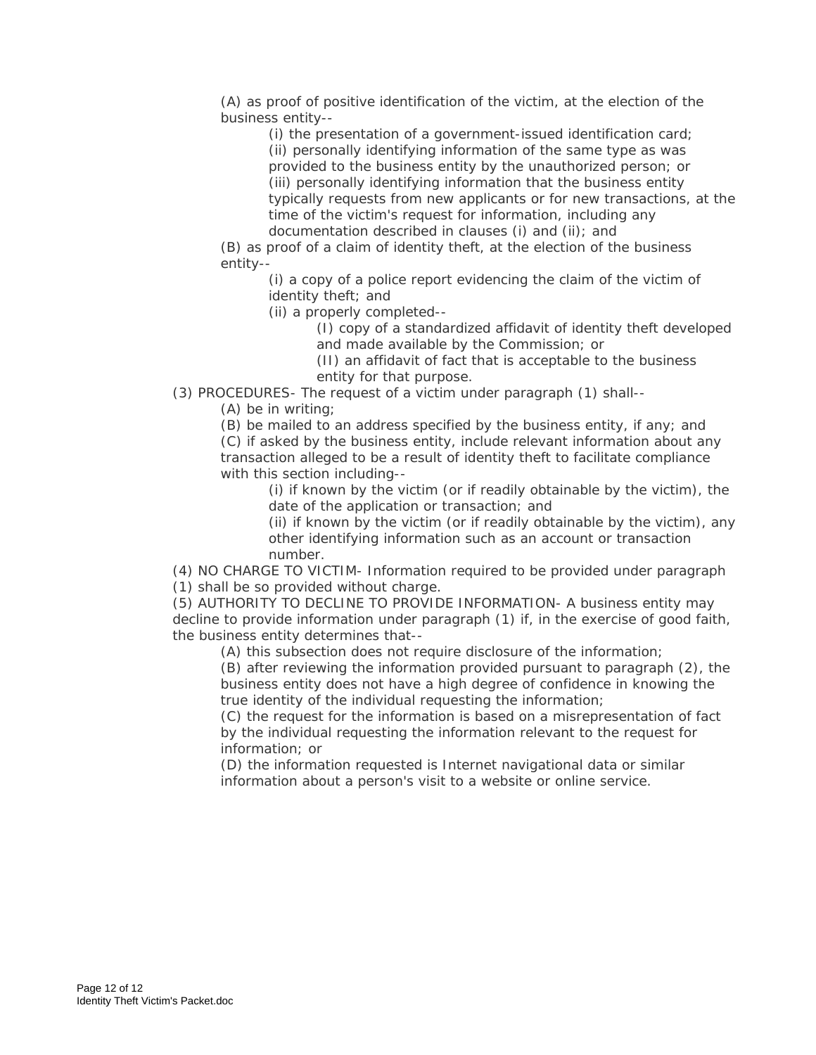(A) as proof of positive identification of the victim, at the election of the business entity--

(i) the presentation of a government-issued identification card;

(ii) personally identifying information of the same type as was provided to the business entity by the unauthorized person; or

(iii) personally identifying information that the business entity typically requests from new applicants or for new transactions, at the time of the victim's request for information, including any documentation described in clauses (i) and (ii); and

(B) as proof of a claim of identity theft, at the election of the business entity--

(i) a copy of a police report evidencing the claim of the victim of identity theft; and

(ii) a properly completed--

(I) copy of a standardized affidavit of identity theft developed and made available by the Commission; or

(II) an affidavit of fact that is acceptable to the business entity for that purpose.

(3) PROCEDURES- The request of a victim under paragraph (1) shall--

(A) be in writing;

(B) be mailed to an address specified by the business entity, if any; and

(C) if asked by the business entity, include relevant information about any transaction alleged to be a result of identity theft to facilitate compliance with this section including--

(i) if known by the victim (or if readily obtainable by the victim), the date of the application or transaction; and

(ii) if known by the victim (or if readily obtainable by the victim), any other identifying information such as an account or transaction number.

(4) NO CHARGE TO VICTIM- Information required to be provided under paragraph (1) shall be so provided without charge.

(5) AUTHORITY TO DECLINE TO PROVIDE INFORMATION- A business entity may decline to provide information under paragraph (1) if, in the exercise of good faith, the business entity determines that--

(A) this subsection does not require disclosure of the information;

(B) after reviewing the information provided pursuant to paragraph (2), the business entity does not have a high degree of confidence in knowing the true identity of the individual requesting the information;

(C) the request for the information is based on a misrepresentation of fact by the individual requesting the information relevant to the request for information; or

(D) the information requested is Internet navigational data or similar information about a person's visit to a website or online service.